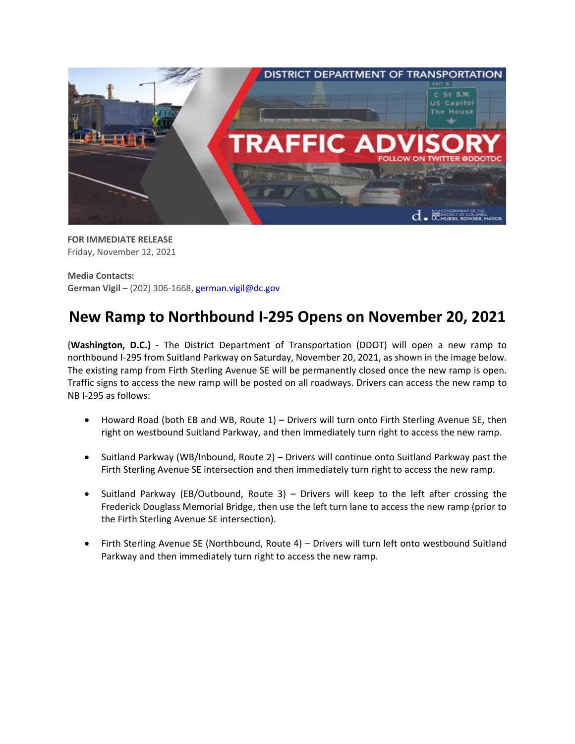**FOR IMMEDIATE RELEASE**
Friday, November 12, 2021

**Media Contacts:**
**German Vigil –** (202) 306-1668, german.vigil@dc.gov

# New Ramp to Northbound I-295 Opens on November 20, 2021

**(Washington, D.C.)** - The District Department of Transportation (DDOT) will open a new ramp to northbound I-295 from Suitland Parkway on Saturday, November 20, 2021, as shown in the image below. The existing ramp from Firth Sterling Avenue SE will be permanently closed once the new ramp is open. Traffic signs to access the new ramp will be posted on all roadways. Drivers can access the new ramp to NB I-295 as follows:

- Howard Road (both EB and WB, Route 1) – Drivers will turn onto Firth Sterling Avenue SE, then right on westbound Suitland Parkway, and then immediately turn right to access the new ramp.

- Suitland Parkway (WB/Inbound, Route 2) – Drivers will continue onto Suitland Parkway past the Firth Sterling Avenue SE intersection and then immediately turn right to access the new ramp.

- Suitland Parkway (EB/Outbound, Route 3) – Drivers will keep to the left after crossing the Frederick Douglass Memorial Bridge, then use the left turn lane to access the new ramp (prior to the Firth Sterling Avenue SE intersection).

- Firth Sterling Avenue SE (Northbound, Route 4) – Drivers will turn left onto westbound Suitland Parkway and then immediately turn right to access the new ramp.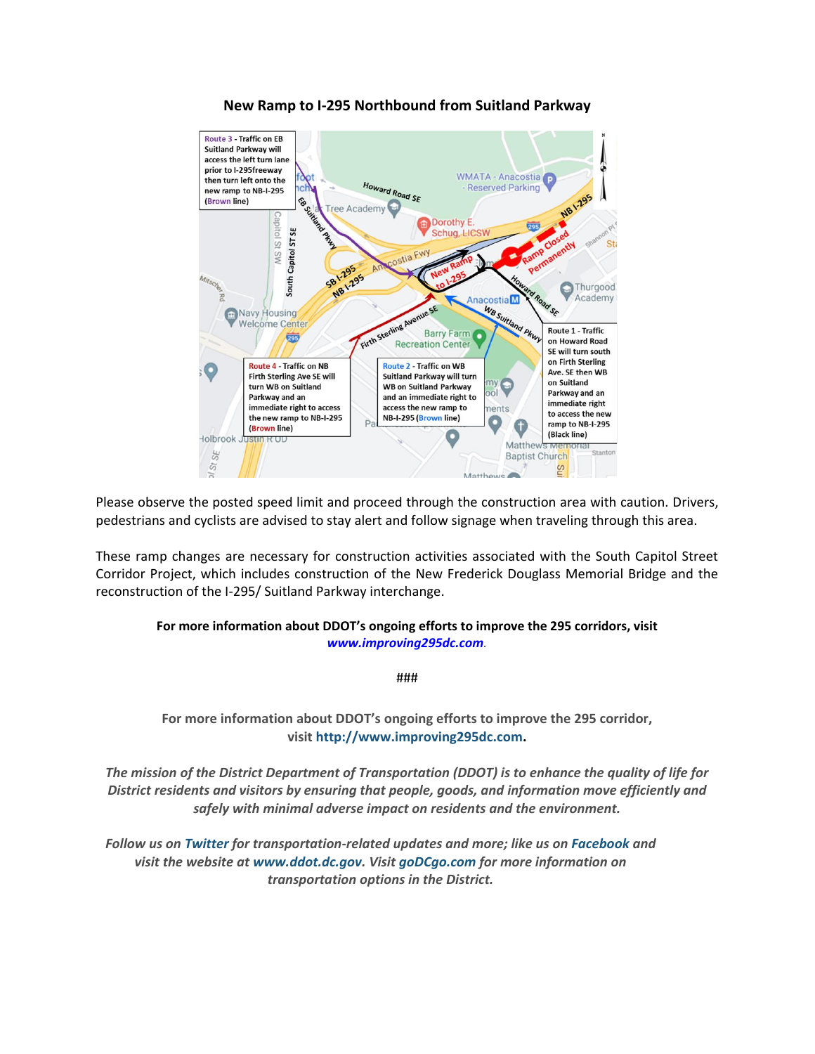**New Ramp to I-295 Northbound from Suitland Parkway**

Route 3 - Traffic on EB Suitland Parkway will access the left turn lane prior to I-295freeway then turn left onto the new ramp to NB-I-295 (Brown line)

Route 4 - Traffic on NB Firth Sterling Ave SE will turn WB on Suitland Parkway and an immediate right to access the new ramp to NB-I-295 (Brown line)

Route 2 - Traffic on WB Suitland Parkway will turn WB on Suitland Parkway and an immediate right to access the new ramp to NB-I-295 (Brown line)

Route 1 - Traffic on Howard Road SE will turn south on Firth Sterling Ave. SE then WB on Suitland Parkway and an immediate right to access the new ramp to NB-I-295 (Black line)

New Ramp to I-295

Ramp Closed Permanently

Please observe the posted speed limit and proceed through the construction area with caution. Drivers, pedestrians and cyclists are advised to stay alert and follow signage when traveling through this area.

These ramp changes are necessary for construction activities associated with the South Capitol Street Corridor Project, which includes construction of the New Frederick Douglass Memorial Bridge and the reconstruction of the I-295/ Suitland Parkway interchange.

**For more information about DDOT's ongoing efforts to improve the 295 corridors, visit *www.improving295dc.com*.**

###

**For more information about DDOT's ongoing efforts to improve the 295 corridor, visit http://www.improving295dc.com.**

***The mission of the District Department of Transportation (DDOT) is to enhance the quality of life for District residents and visitors by ensuring that people, goods, and information move efficiently and safely with minimal adverse impact on residents and the environment.***

***Follow us on Twitter for transportation-related updates and more; like us on Facebook and visit the website at www.ddot.dc.gov. Visit goDCgo.com for more information on transportation options in the District.***